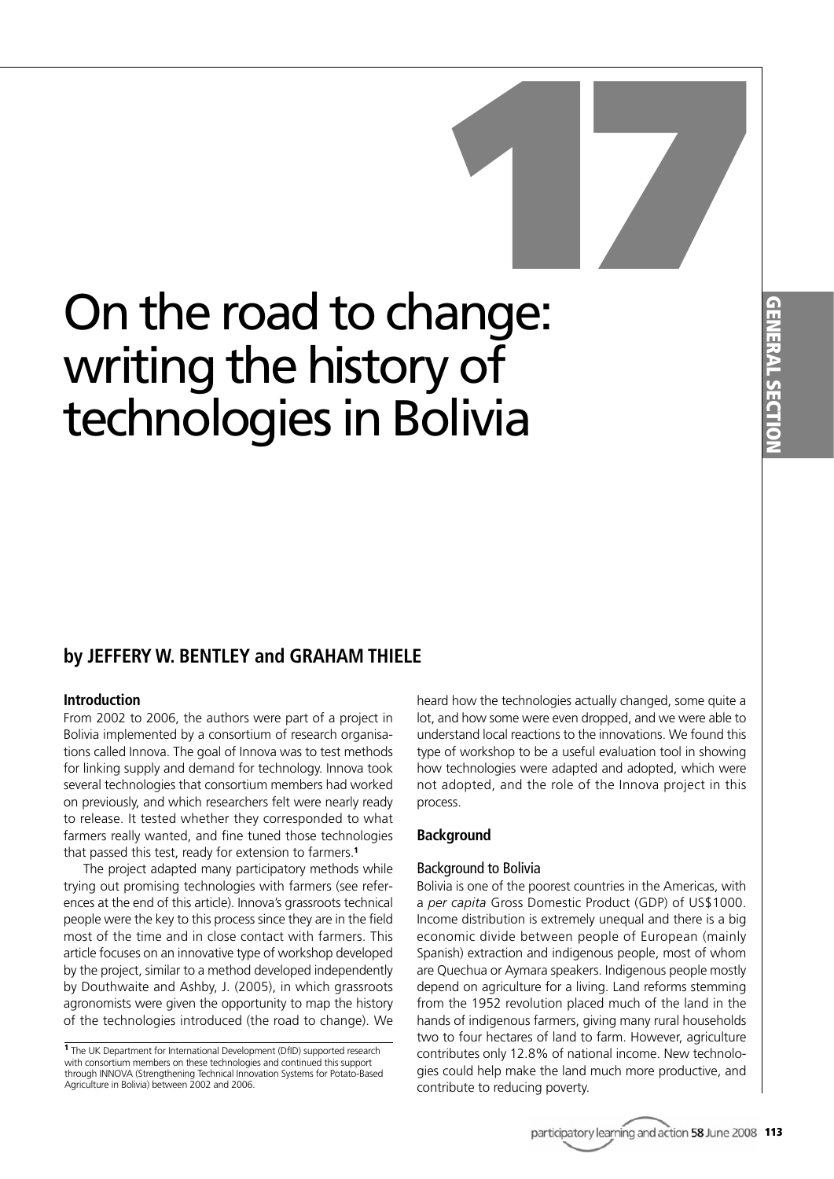17

# On the road to change: writing the history of technologies in Bolivia

### by JEFFERY W. BENTLEY and GRAHAM THIELE

#### Introduction

From 2002 to 2006, the authors were part of a project in Bolivia implemented by a consortium of research organisations called Innova. The goal of Innova was to test methods for linking supply and demand for technology. Innova took several technologies that consortium members had worked on previously, and which researchers felt were nearly ready to release. It tested whether they corresponded to what farmers really wanted, and fine tuned those technologies that passed this test, ready for extension to farmers.[1]

The project adapted many participatory methods while trying out promising technologies with farmers (see references at the end of this article). Innova's grassroots technical people were the key to this process since they are in the field most of the time and in close contact with farmers. This article focuses on an innovative type of workshop developed by the project, similar to a method developed independently by Douthwaite and Ashby, J. (2005), in which grassroots agronomists were given the opportunity to map the history of the technologies introduced (the road to change). We heard how the technologies actually changed, some quite a lot, and how some were even dropped, and we were able to understand local reactions to the innovations. We found this type of workshop to be a useful evaluation tool in showing how technologies were adapted and adopted, which were not adopted, and the role of the Innova project in this process.

#### Background

##### Background to Bolivia

Bolivia is one of the poorest countries in the Americas, with a *per capita* Gross Domestic Product (GDP) of US$1000. Income distribution is extremely unequal and there is a big economic divide between people of European (mainly Spanish) extraction and indigenous people, most of whom are Quechua or Aymara speakers. Indigenous people mostly depend on agriculture for a living. Land reforms stemming from the 1952 revolution placed much of the land in the hands of indigenous farmers, giving many rural households two to four hectares of land to farm. However, agriculture contributes only 12.8% of national income. New technologies could help make the land much more productive, and contribute to reducing poverty.

[1] The UK Department for International Development (DfID) supported research with consortium members on these technologies and continued this support through INNOVA (Strengthening Technical Innovation Systems for Potato-Based Agriculture in Bolivia) between 2002 and 2006.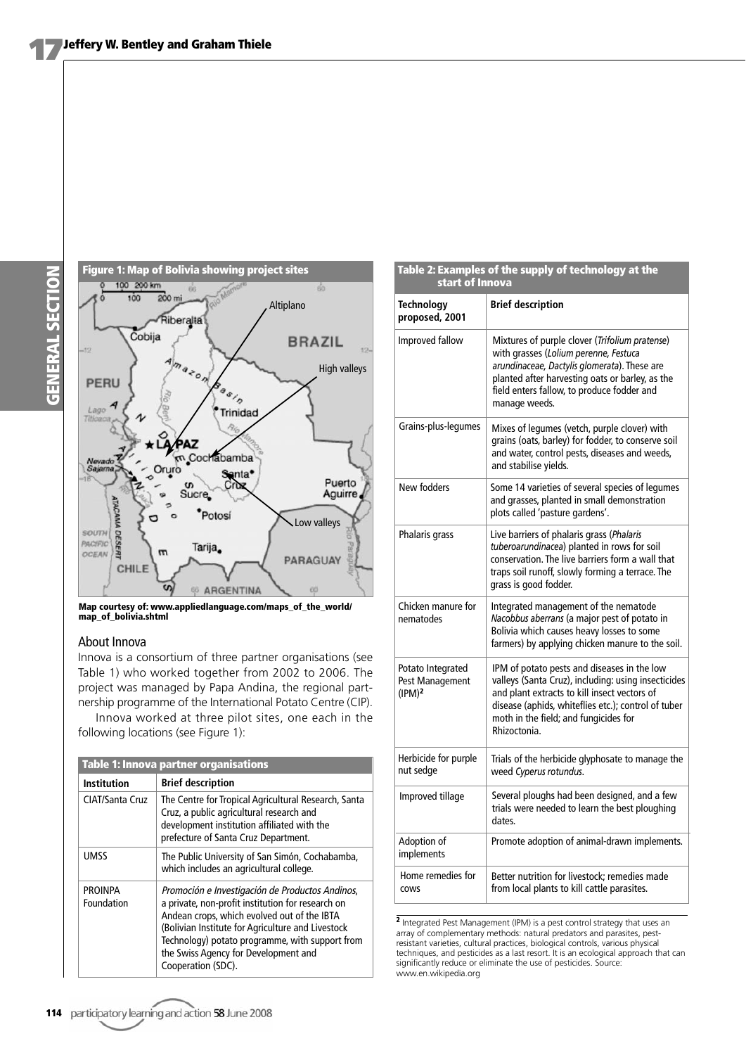**Figure 1: Map of Bolivia showing project sites**

Map courtesy of: www.appliedlanguage.com/maps_of_the_world/map_of_bolivia.shtml

## About Innova

Innova is a consortium of three partner organisations (see Table 1) who worked together from 2002 to 2006. The project was managed by Papa Andina, the regional partnership programme of the International Potato Centre (CIP).

Innova worked at three pilot sites, one each in the following locations (see Figure 1):

**Table 1: Innova partner organisations**

| Institution | Brief description |
|---|---|
| CIAT/Santa Cruz | The Centre for Tropical Agricultural Research, Santa Cruz, a public agricultural research and development institution affiliated with the prefecture of Santa Cruz Department. |
| UMSS | The Public University of San Simón, Cochabamba, which includes an agricultural college. |
| PROINPA Foundation | *Promoción e Investigación de Productos Andinos*, a private, non-profit institution for research on Andean crops, which evolved out of the IBTA (Bolivian Institute for Agriculture and Livestock Technology) potato programme, with support from the Swiss Agency for Development and Cooperation (SDC). |

**Table 2: Examples of the supply of technology at the start of Innova**

| Technology proposed, 2001 | Brief description |
|---|---|
| Improved fallow | Mixtures of purple clover (*Trifolium pratense*) with grasses (*Lolium perenne, Festuca arundinaceae, Dactylis glomerata*). These are planted after harvesting oats or barley, as the field enters fallow, to produce fodder and manage weeds. |
| Grains-plus-legumes | Mixes of legumes (vetch, purple clover) with grains (oats, barley) for fodder, to conserve soil and water, control pests, diseases and weeds, and stabilise yields. |
| New fodders | Some 14 varieties of several species of legumes and grasses, planted in small demonstration plots called 'pasture gardens'. |
| Phalaris grass | Live barriers of phalaris grass (*Phalaris tuberoarundinacea*) planted in rows for soil conservation. The live barriers form a wall that traps soil runoff, slowly forming a terrace. The grass is good fodder. |
| Chicken manure for nematodes | Integrated management of the nematode *Nacobbus aberrans* (a major pest of potato in Bolivia which causes heavy losses to some farmers) by applying chicken manure to the soil. |
| Potato Integrated Pest Management (IPM)[2] | IPM of potato pests and diseases in the low valleys (Santa Cruz), including: using insecticides and plant extracts to kill insect vectors of disease (aphids, whiteflies etc.); control of tuber moth in the field; and fungicides for Rhizoctonia. |
| Herbicide for purple nut sedge | Trials of the herbicide glyphosate to manage the weed *Cyperus rotundus*. |
| Improved tillage | Several ploughs had been designed, and a few trials were needed to learn the best ploughing dates. |
| Adoption of implements | Promote adoption of animal-drawn implements. |
| Home remedies for cows | Better nutrition for livestock; remedies made from local plants to kill cattle parasites. |

[2] Integrated Pest Management (IPM) is a pest control strategy that uses an array of complementary methods: natural predators and parasites, pest-resistant varieties, cultural practices, biological controls, various physical techniques, and pesticides as a last resort. It is an ecological approach that can significantly reduce or eliminate the use of pesticides. Source: www.en.wikipedia.org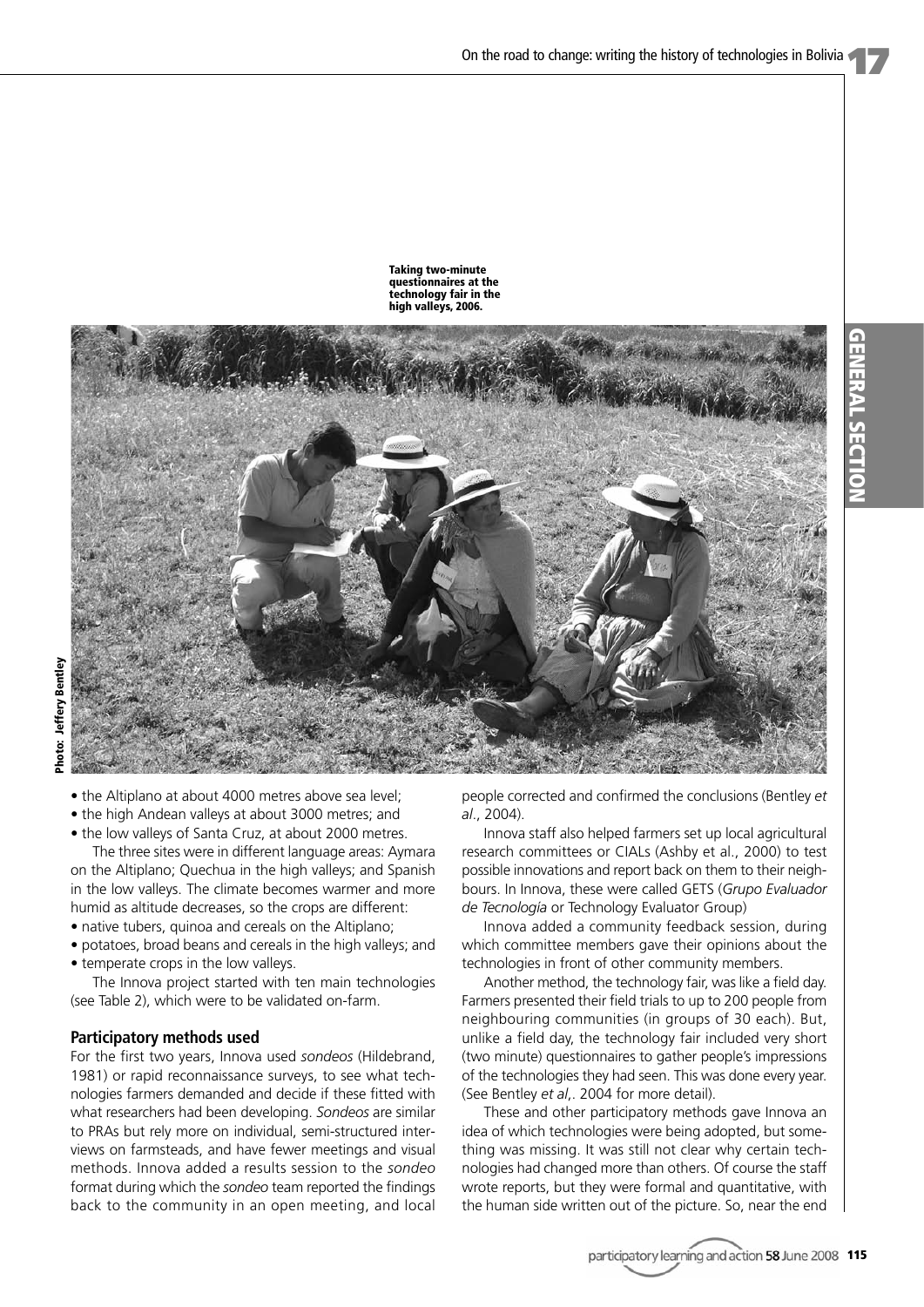Taking two-minute questionnaires at the technology fair in the high valleys, 2006.

Photo: Jeffery Bentley

- the Altiplano at about 4000 metres above sea level;
- the high Andean valleys at about 3000 metres; and
- the low valleys of Santa Cruz, at about 2000 metres.

The three sites were in different language areas: Aymara on the Altiplano; Quechua in the high valleys; and Spanish in the low valleys. The climate becomes warmer and more humid as altitude decreases, so the crops are different:

- native tubers, quinoa and cereals on the Altiplano;
- potatoes, broad beans and cereals in the high valleys; and
- temperate crops in the low valleys.

The Innova project started with ten main technologies (see Table 2), which were to be validated on-farm.

## Participatory methods used

For the first two years, Innova used *sondeos* (Hildebrand, 1981) or rapid reconnaissance surveys, to see what technologies farmers demanded and decide if these fitted with what researchers had been developing. *Sondeos* are similar to PRAs but rely more on individual, semi-structured interviews on farmsteads, and have fewer meetings and visual methods. Innova added a results session to the *sondeo* format during which the *sondeo* team reported the findings back to the community in an open meeting, and local people corrected and confirmed the conclusions (Bentley *et al*., 2004).

Innova staff also helped farmers set up local agricultural research committees or CIALs (Ashby et al., 2000) to test possible innovations and report back on them to their neighbours. In Innova, these were called GETS (*Grupo Evaluador de Tecnología* or Technology Evaluator Group)

Innova added a community feedback session, during which committee members gave their opinions about the technologies in front of other community members.

Another method, the technology fair, was like a field day. Farmers presented their field trials to up to 200 people from neighbouring communities (in groups of 30 each). But, unlike a field day, the technology fair included very short (two minute) questionnaires to gather people's impressions of the technologies they had seen. This was done every year. (See Bentley *et al*,. 2004 for more detail).

These and other participatory methods gave Innova an idea of which technologies were being adopted, but something was missing. It was still not clear why certain technologies had changed more than others. Of course the staff wrote reports, but they were formal and quantitative, with the human side written out of the picture. So, near the end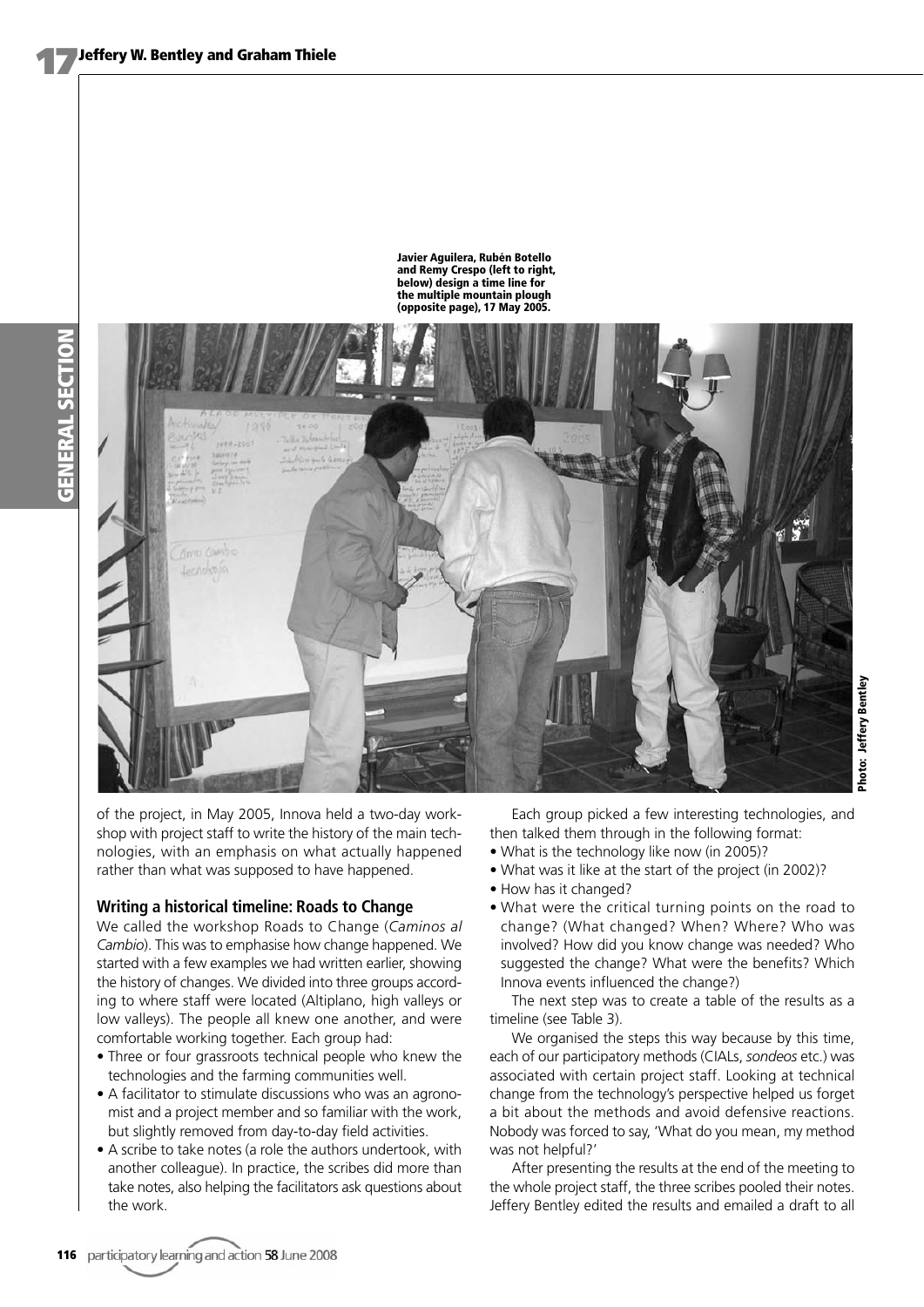Javier Aguilera, Rubén Botello and Remy Crespo (left to right, below) design a time line for the multiple mountain plough (opposite page), 17 May 2005.

Photo: Jeffery Bentley

of the project, in May 2005, Innova held a two-day workshop with project staff to write the history of the main technologies, with an emphasis on what actually happened rather than what was supposed to have happened.

## Writing a historical timeline: Roads to Change

We called the workshop Roads to Change (*Caminos al Cambio*). This was to emphasise how change happened. We started with a few examples we had written earlier, showing the history of changes. We divided into three groups according to where staff were located (Altiplano, high valleys or low valleys). The people all knew one another, and were comfortable working together. Each group had:

- Three or four grassroots technical people who knew the technologies and the farming communities well.
- A facilitator to stimulate discussions who was an agronomist and a project member and so familiar with the work, but slightly removed from day-to-day field activities.
- A scribe to take notes (a role the authors undertook, with another colleague). In practice, the scribes did more than take notes, also helping the facilitators ask questions about the work.

Each group picked a few interesting technologies, and then talked them through in the following format:

- What is the technology like now (in 2005)?
- What was it like at the start of the project (in 2002)?
- How has it changed?
- What were the critical turning points on the road to change? (What changed? When? Where? Who was involved? How did you know change was needed? Who suggested the change? What were the benefits? Which Innova events influenced the change?)

The next step was to create a table of the results as a timeline (see Table 3).

We organised the steps this way because by this time, each of our participatory methods (CIALs, *sondeos* etc.) was associated with certain project staff. Looking at technical change from the technology's perspective helped us forget a bit about the methods and avoid defensive reactions. Nobody was forced to say, 'What do you mean, my method was not helpful?'

After presenting the results at the end of the meeting to the whole project staff, the three scribes pooled their notes. Jeffery Bentley edited the results and emailed a draft to all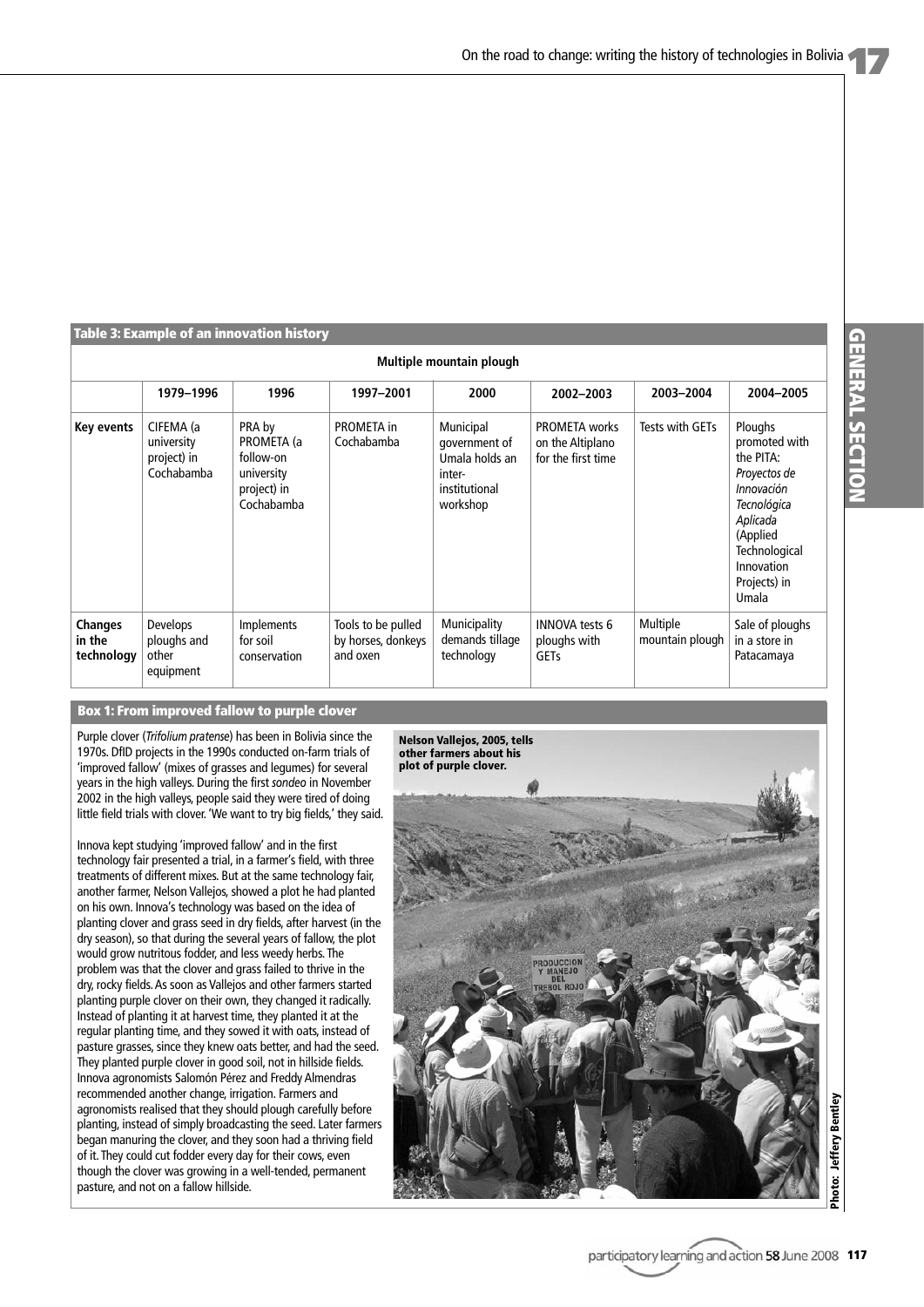**Table 3: Example of an innovation history**

| Multiple mountain plough | | | | | | | |
|---|---|---|---|---|---|---|---|
| | 1979–1996 | 1996 | 1997–2001 | 2000 | 2002–2003 | 2003–2004 | 2004–2005 |
| **Key events** | CIFEMA (a university project) in Cochabamba | PRA by PROMETA (a follow-on university project) in Cochabamba | PROMETA in Cochabamba | Municipal government of Umala holds an inter-institutional workshop | PROMETA works on the Altiplano for the first time | Tests with GETs | Ploughs promoted with the PITA: *Proyectos de Innovación Tecnológica Aplicada* (Applied Technological Innovation Projects) in Umala |
| **Changes in the technology** | Develops ploughs and other equipment | Implements for soil conservation | Tools to be pulled by horses, donkeys and oxen | Municipality demands tillage technology | INNOVA tests 6 ploughs with GETs | Multiple mountain plough | Sale of ploughs in a store in Patacamaya |

**Box 1: From improved fallow to purple clover**

Purple clover (*Trifolium pratense*) has been in Bolivia since the 1970s. DfID projects in the 1990s conducted on-farm trials of 'improved fallow' (mixes of grasses and legumes) for several years in the high valleys. During the first *sondeo* in November 2002 in the high valleys, people said they were tired of doing little field trials with clover. 'We want to try big fields,' they said.

Innova kept studying 'improved fallow' and in the first technology fair presented a trial, in a farmer's field, with three treatments of different mixes. But at the same technology fair, another farmer, Nelson Vallejos, showed a plot he had planted on his own. Innova's technology was based on the idea of planting clover and grass seed in dry fields, after harvest (in the dry season), so that during the several years of fallow, the plot would grow nutritous fodder, and less weedy herbs. The problem was that the clover and grass failed to thrive in the dry, rocky fields. As soon as Vallejos and other farmers started planting purple clover on their own, they changed it radically. Instead of planting it at harvest time, they planted it at the regular planting time, and they sowed it with oats, instead of pasture grasses, since they knew oats better, and had the seed. They planted purple clover in good soil, not in hillside fields. Innova agronomists Salomón Pérez and Freddy Almendras recommended another change, irrigation. Farmers and agronomists realised that they should plough carefully before planting, instead of simply broadcasting the seed. Later farmers began manuring the clover, and they soon had a thriving field of it. They could cut fodder every day for their cows, even though the clover was growing in a well-tended, permanent pasture, and not on a fallow hillside.

Nelson Vallejos, 2005, tells other farmers about his plot of purple clover.

Photo: Jeffery Bentley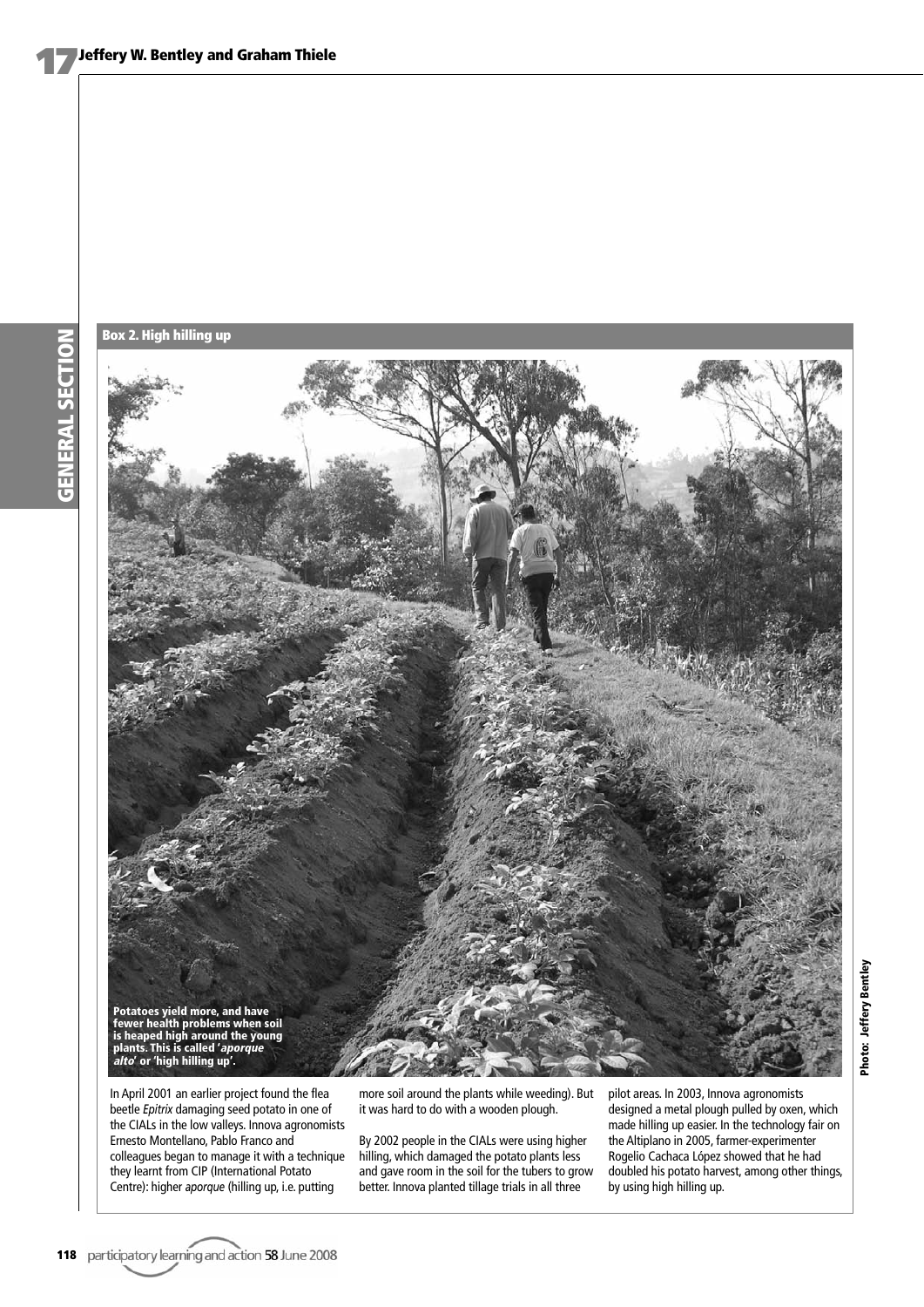### Box 2. High hilling up

Potatoes yield more, and have fewer health problems when soil is heaped high around the young plants. This is called '*aporque alto*' or 'high hilling up'.

Photo: Jeffery Bentley

In April 2001 an earlier project found the flea beetle *Epitrix* damaging seed potato in one of the CIALs in the low valleys. Innova agronomists Ernesto Montellano, Pablo Franco and colleagues began to manage it with a technique they learnt from CIP (International Potato Centre): higher *aporque* (hilling up, i.e. putting more soil around the plants while weeding). But it was hard to do with a wooden plough.

By 2002 people in the CIALs were using higher hilling, which damaged the potato plants less and gave room in the soil for the tubers to grow better. Innova planted tillage trials in all three pilot areas. In 2003, Innova agronomists designed a metal plough pulled by oxen, which made hilling up easier. In the technology fair on the Altiplano in 2005, farmer-experimenter Rogelio Cachaca López showed that he had doubled his potato harvest, among other things, by using high hilling up.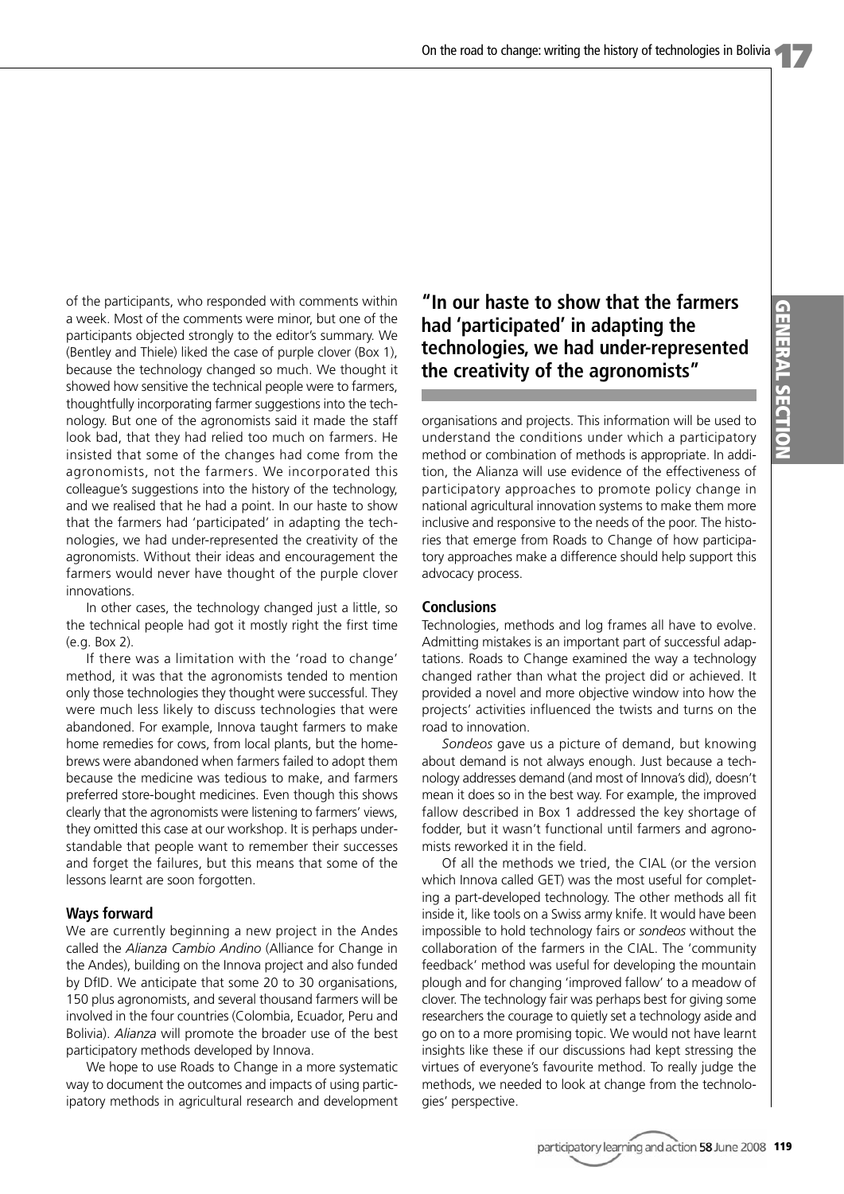of the participants, who responded with comments within a week. Most of the comments were minor, but one of the participants objected strongly to the editor's summary. We (Bentley and Thiele) liked the case of purple clover (Box 1), because the technology changed so much. We thought it showed how sensitive the technical people were to farmers, thoughtfully incorporating farmer suggestions into the technology. But one of the agronomists said it made the staff look bad, that they had relied too much on farmers. He insisted that some of the changes had come from the agronomists, not the farmers. We incorporated this colleague's suggestions into the history of the technology, and we realised that he had a point. In our haste to show that the farmers had 'participated' in adapting the technologies, we had under-represented the creativity of the agronomists. Without their ideas and encouragement the farmers would never have thought of the purple clover innovations.

In other cases, the technology changed just a little, so the technical people had got it mostly right the first time (e.g. Box 2).

If there was a limitation with the 'road to change' method, it was that the agronomists tended to mention only those technologies they thought were successful. They were much less likely to discuss technologies that were abandoned. For example, Innova taught farmers to make home remedies for cows, from local plants, but the home-brews were abandoned when farmers failed to adopt them because the medicine was tedious to make, and farmers preferred store-bought medicines. Even though this shows clearly that the agronomists were listening to farmers' views, they omitted this case at our workshop. It is perhaps understandable that people want to remember their successes and forget the failures, but this means that some of the lessons learnt are soon forgotten.

## Ways forward

We are currently beginning a new project in the Andes called the *Alianza Cambio Andino* (Alliance for Change in the Andes), building on the Innova project and also funded by DfID. We anticipate that some 20 to 30 organisations, 150 plus agronomists, and several thousand farmers will be involved in the four countries (Colombia, Ecuador, Peru and Bolivia). *Alianza* will promote the broader use of the best participatory methods developed by Innova.

We hope to use Roads to Change in a more systematic way to document the outcomes and impacts of using participatory methods in agricultural research and development organisations and projects. This information will be used to understand the conditions under which a participatory method or combination of methods is appropriate. In addition, the Alianza will use evidence of the effectiveness of participatory approaches to promote policy change in national agricultural innovation systems to make them more inclusive and responsive to the needs of the poor. The histories that emerge from Roads to Change of how participatory approaches make a difference should help support this advocacy process.

**"In our haste to show that the farmers had 'participated' in adapting the technologies, we had under-represented the creativity of the agronomists"**

## Conclusions

Technologies, methods and log frames all have to evolve. Admitting mistakes is an important part of successful adaptations. Roads to Change examined the way a technology changed rather than what the project did or achieved. It provided a novel and more objective window into how the projects' activities influenced the twists and turns on the road to innovation.

*Sondeos* gave us a picture of demand, but knowing about demand is not always enough. Just because a technology addresses demand (and most of Innova's did), doesn't mean it does so in the best way. For example, the improved fallow described in Box 1 addressed the key shortage of fodder, but it wasn't functional until farmers and agronomists reworked it in the field.

Of all the methods we tried, the CIAL (or the version which Innova called GET) was the most useful for completing a part-developed technology. The other methods all fit inside it, like tools on a Swiss army knife. It would have been impossible to hold technology fairs or *sondeos* without the collaboration of the farmers in the CIAL. The 'community feedback' method was useful for developing the mountain plough and for changing 'improved fallow' to a meadow of clover. The technology fair was perhaps best for giving some researchers the courage to quietly set a technology aside and go on to a more promising topic. We would not have learnt insights like these if our discussions had kept stressing the virtues of everyone's favourite method. To really judge the methods, we needed to look at change from the technologies' perspective.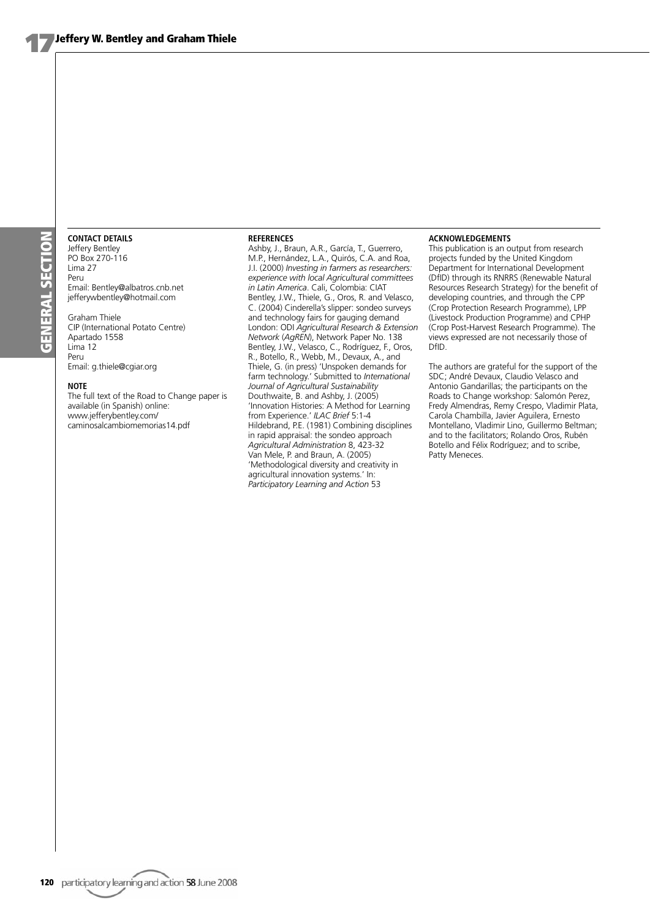## CONTACT DETAILS

Jeffery Bentley
PO Box 270-116
Lima 27
Peru
Email: Bentley@albatros.cnb.net
jefferywbentley@hotmail.com

Graham Thiele
CIP (International Potato Centre)
Apartado 1558
Lima 12
Peru
Email: g.thiele@cgiar.org

## NOTE

The full text of the Road to Change paper is available (in Spanish) online: www.jefferybentley.com/caminosalcambiomemorias14.pdf

## REFERENCES

Ashby, J., Braun, A.R., García, T., Guerrero, M.P., Hernández, L.A., Quirós, C.A. and Roa, J.I. (2000) *Investing in farmers as researchers: experience with local Agricultural committees in Latin America*. Cali, Colombia: CIAT

Bentley, J.W., Thiele, G., Oros, R. and Velasco, C. (2004) Cinderella's slipper: sondeo surveys and technology fairs for gauging demand London: ODI *Agricultural Research & Extension Network* (*AgREN*), Network Paper No. 138

Bentley, J.W., Velasco, C., Rodríguez, F., Oros, R., Botello, R., Webb, M., Devaux, A., and Thiele, G. (in press) 'Unspoken demands for farm technology.' Submitted to *International Journal of Agricultural Sustainability*

Douthwaite, B. and Ashby, J. (2005) 'Innovation Histories: A Method for Learning from Experience.' *ILAC Brief* 5:1-4

Hildebrand, P.E. (1981) Combining disciplines in rapid appraisal: the sondeo approach *Agricultural Administration* 8, 423-32

Van Mele, P. and Braun, A. (2005) 'Methodological diversity and creativity in agricultural innovation systems.' In: *Participatory Learning and Action* 53

## ACKNOWLEDGEMENTS

This publication is an output from research projects funded by the United Kingdom Department for International Development (DfID) through its RNRRS (Renewable Natural Resources Research Strategy) for the benefit of developing countries, and through the CPP (Crop Protection Research Programme), LPP (Livestock Production Programme) and CPHP (Crop Post-Harvest Research Programme). The views expressed are not necessarily those of DfID.

The authors are grateful for the support of the SDC; André Devaux, Claudio Velasco and Antonio Gandarillas; the participants on the Roads to Change workshop: Salomón Perez, Fredy Almendras, Remy Crespo, Vladimir Plata, Carola Chambilla, Javier Aguilera, Ernesto Montellano, Vladimir Lino, Guillermo Beltman; and to the facilitators; Rolando Oros, Rubén Botello and Félix Rodríguez; and to scribe, Patty Meneces.